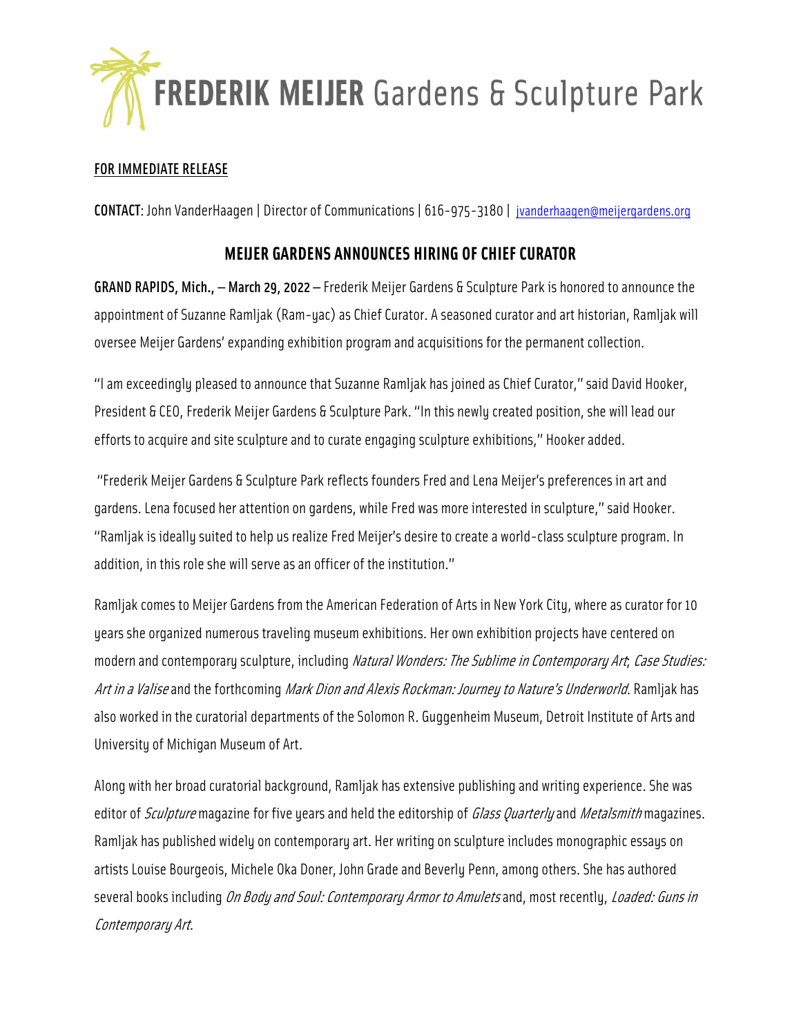**FREDERIK MEIJER** Gardens & Sculpture Park

FOR IMMEDIATE RELEASE

**CONTACT**: John VanderHaagen | Director of Communications | 616-975-3180 | jvanderhaagen@meijergardens.org

## MEIJER GARDENS ANNOUNCES HIRING OF CHIEF CURATOR

**GRAND RAPIDS, Mich., – March 29, 2022** – Frederik Meijer Gardens & Sculpture Park is honored to announce the appointment of Suzanne Ramljak (Ram-yac) as Chief Curator. A seasoned curator and art historian, Ramljak will oversee Meijer Gardens' expanding exhibition program and acquisitions for the permanent collection.

"I am exceedingly pleased to announce that Suzanne Ramljak has joined as Chief Curator," said David Hooker, President & CEO, Frederik Meijer Gardens & Sculpture Park. "In this newly created position, she will lead our efforts to acquire and site sculpture and to curate engaging sculpture exhibitions," Hooker added.

"Frederik Meijer Gardens & Sculpture Park reflects founders Fred and Lena Meijer's preferences in art and gardens. Lena focused her attention on gardens, while Fred was more interested in sculpture," said Hooker. "Ramljak is ideally suited to help us realize Fred Meijer's desire to create a world-class sculpture program. In addition, in this role she will serve as an officer of the institution."

Ramljak comes to Meijer Gardens from the American Federation of Arts in New York City, where as curator for 10 years she organized numerous traveling museum exhibitions. Her own exhibition projects have centered on modern and contemporary sculpture, including *Natural Wonders: The Sublime in Contemporary Art*; *Case Studies: Art in a Valise* and the forthcoming *Mark Dion and Alexis Rockman: Journey to Nature's Underworld*. Ramljak has also worked in the curatorial departments of the Solomon R. Guggenheim Museum, Detroit Institute of Arts and University of Michigan Museum of Art.

Along with her broad curatorial background, Ramljak has extensive publishing and writing experience. She was editor of *Sculpture* magazine for five years and held the editorship of *Glass Quarterly* and *Metalsmith* magazines. Ramljak has published widely on contemporary art. Her writing on sculpture includes monographic essays on artists Louise Bourgeois, Michele Oka Doner, John Grade and Beverly Penn, among others. She has authored several books including *On Body and Soul: Contemporary Armor to Amulets* and, most recently, *Loaded: Guns in Contemporary Art*.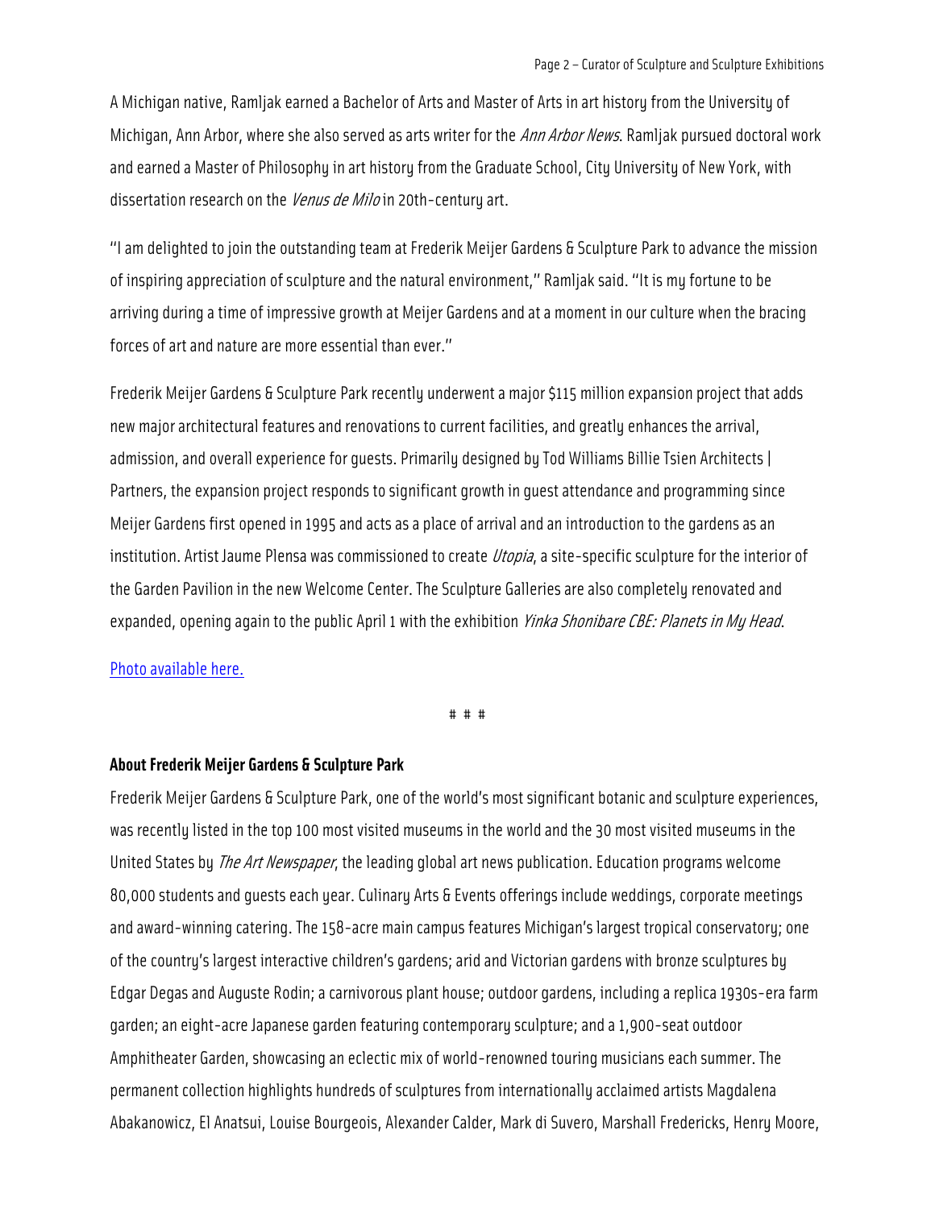A Michigan native, Ramljak earned a Bachelor of Arts and Master of Arts in art history from the University of Michigan, Ann Arbor, where she also served as arts writer for the *Ann Arbor News*. Ramljak pursued doctoral work and earned a Master of Philosophy in art history from the Graduate School, City University of New York, with dissertation research on the *Venus de Milo* in 20th-century art.

"I am delighted to join the outstanding team at Frederik Meijer Gardens & Sculpture Park to advance the mission of inspiring appreciation of sculpture and the natural environment," Ramljak said. "It is my fortune to be arriving during a time of impressive growth at Meijer Gardens and at a moment in our culture when the bracing forces of art and nature are more essential than ever."

Frederik Meijer Gardens & Sculpture Park recently underwent a major $115 million expansion project that adds new major architectural features and renovations to current facilities, and greatly enhances the arrival, admission, and overall experience for guests. Primarily designed by Tod Williams Billie Tsien Architects | Partners, the expansion project responds to significant growth in guest attendance and programming since Meijer Gardens first opened in 1995 and acts as a place of arrival and an introduction to the gardens as an institution. Artist Jaume Plensa was commissioned to create *Utopia*, a site-specific sculpture for the interior of the Garden Pavilion in the new Welcome Center. The Sculpture Galleries are also completely renovated and expanded, opening again to the public April 1 with the exhibition *Yinka Shonibare CBE: Planets in My Head*.

Photo available here.

# # #

**About Frederik Meijer Gardens & Sculpture Park**

Frederik Meijer Gardens & Sculpture Park, one of the world's most significant botanic and sculpture experiences, was recently listed in the top 100 most visited museums in the world and the 30 most visited museums in the United States by *The Art Newspaper*, the leading global art news publication. Education programs welcome 80,000 students and guests each year. Culinary Arts & Events offerings include weddings, corporate meetings and award-winning catering. The 158-acre main campus features Michigan's largest tropical conservatory; one of the country's largest interactive children's gardens; arid and Victorian gardens with bronze sculptures by Edgar Degas and Auguste Rodin; a carnivorous plant house; outdoor gardens, including a replica 1930s-era farm garden; an eight-acre Japanese garden featuring contemporary sculpture; and a 1,900-seat outdoor Amphitheater Garden, showcasing an eclectic mix of world-renowned touring musicians each summer. The permanent collection highlights hundreds of sculptures from internationally acclaimed artists Magdalena Abakanowicz, El Anatsui, Louise Bourgeois, Alexander Calder, Mark di Suvero, Marshall Fredericks, Henry Moore,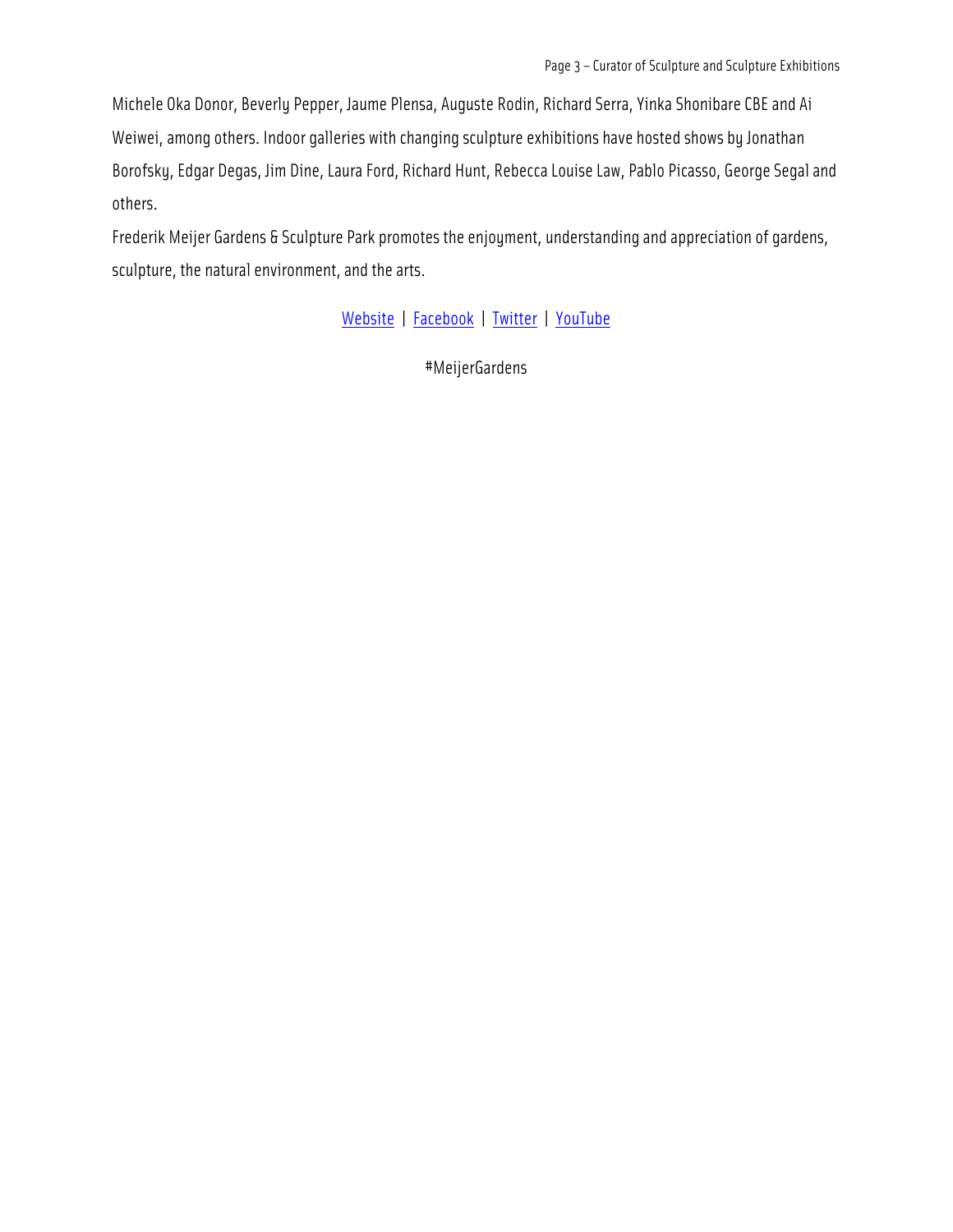Michele Oka Donor, Beverly Pepper, Jaume Plensa, Auguste Rodin, Richard Serra, Yinka Shonibare CBE and Ai Weiwei, among others. Indoor galleries with changing sculpture exhibitions have hosted shows by Jonathan Borofsky, Edgar Degas, Jim Dine, Laura Ford, Richard Hunt, Rebecca Louise Law, Pablo Picasso, George Segal and others.

Frederik Meijer Gardens & Sculpture Park promotes the enjoyment, understanding and appreciation of gardens, sculpture, the natural environment, and the arts.

Website | Facebook | Twitter | YouTube

#MeijerGardens